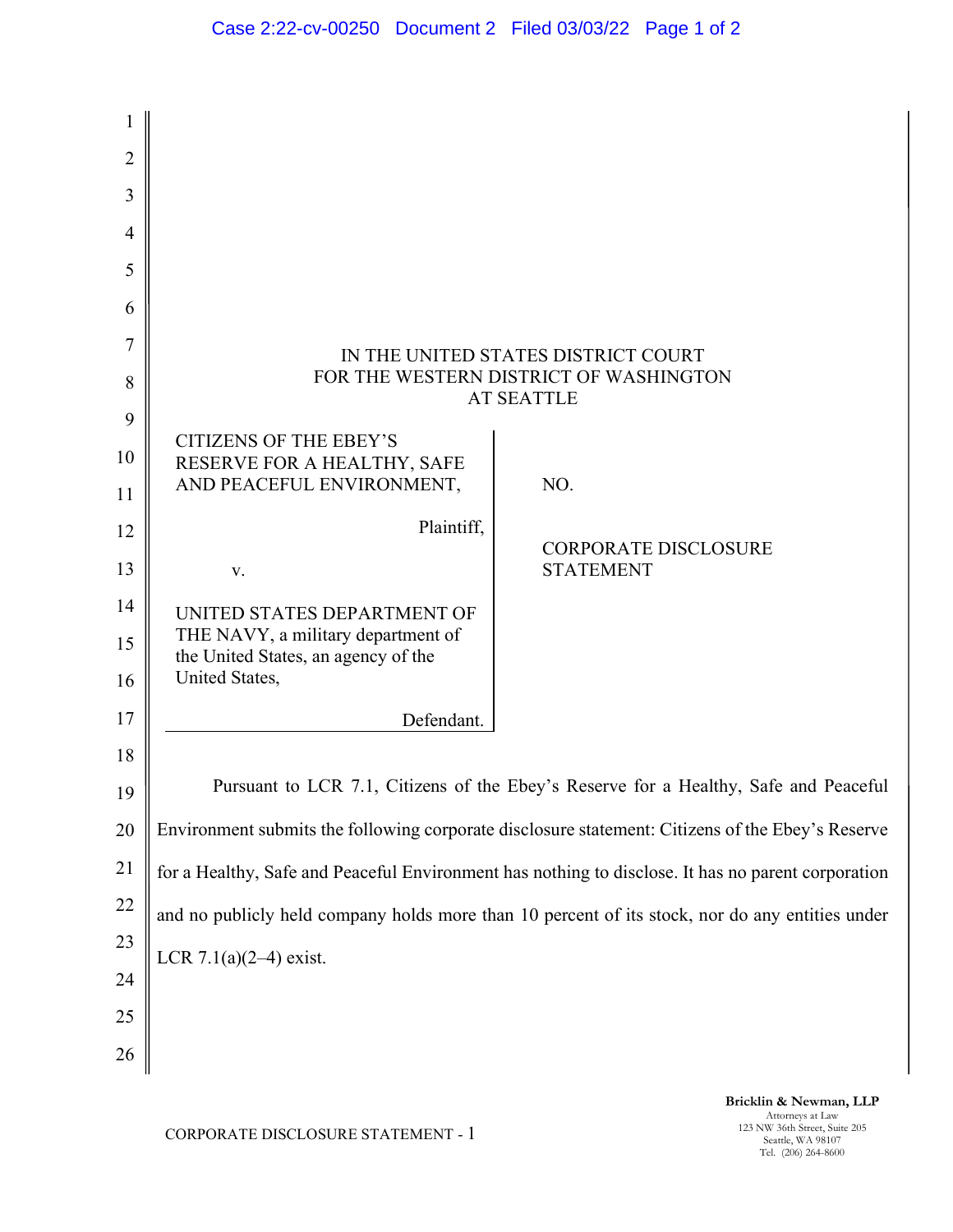IN THE UNITED STATES DISTRICT COURT
FOR THE WESTERN DISTRICT OF WASHINGTON
AT SEATTLE

| | |
|---|---|
| CITIZENS OF THE EBEY'S RESERVE FOR A HEALTHY, SAFE AND PEACEFUL ENVIRONMENT,<br><br>Plaintiff,<br><br>v.<br><br>UNITED STATES DEPARTMENT OF THE NAVY, a military department of the United States, an agency of the United States,<br><br>Defendant. | NO.<br><br>CORPORATE DISCLOSURE STATEMENT |

Pursuant to LCR 7.1, Citizens of the Ebey's Reserve for a Healthy, Safe and Peaceful Environment submits the following corporate disclosure statement: Citizens of the Ebey's Reserve for a Healthy, Safe and Peaceful Environment has nothing to disclose. It has no parent corporation and no publicly held company holds more than 10 percent of its stock, nor do any entities under LCR 7.1(a)(2–4) exist.

CORPORATE DISCLOSURE STATEMENT - 1

**Bricklin & Newman, LLP**
Attorneys at Law
123 NW 36th Street, Suite 205
Seattle, WA 98107
Tel. (206) 264-8600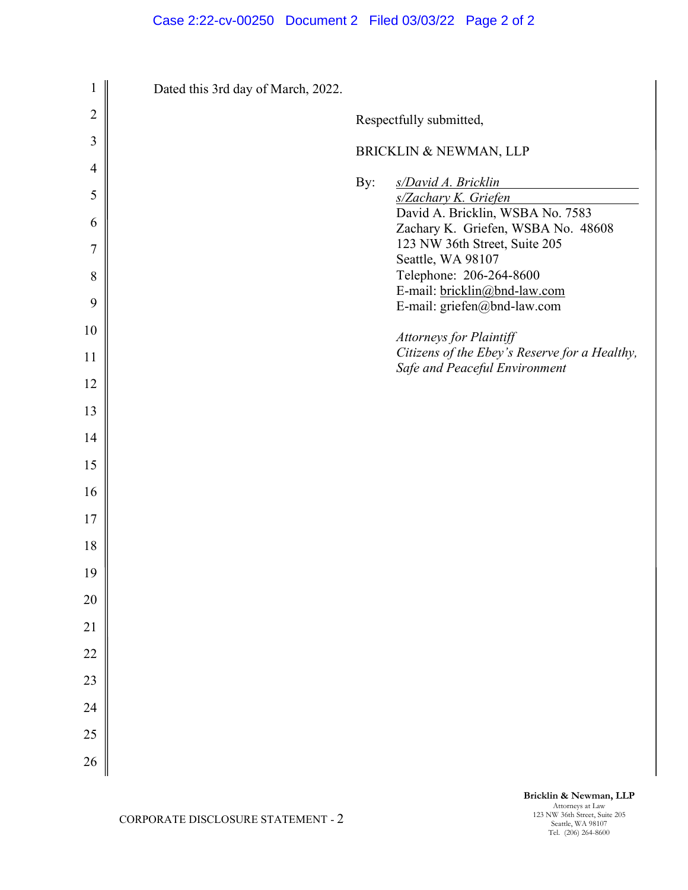Dated this 3rd day of March, 2022.

Respectfully submitted,

BRICKLIN & NEWMAN, LLP

By: *s/David A. Bricklin*
*s/Zachary K. Griefen*
David A. Bricklin, WSBA No. 7583
Zachary K. Griefen, WSBA No. 48608
123 NW 36th Street, Suite 205
Seattle, WA 98107
Telephone: 206-264-8600
E-mail: bricklin@bnd-law.com
E-mail: griefen@bnd-law.com

*Attorneys for Plaintiff*
*Citizens of the Ebey's Reserve for a Healthy, Safe and Peaceful Environment*